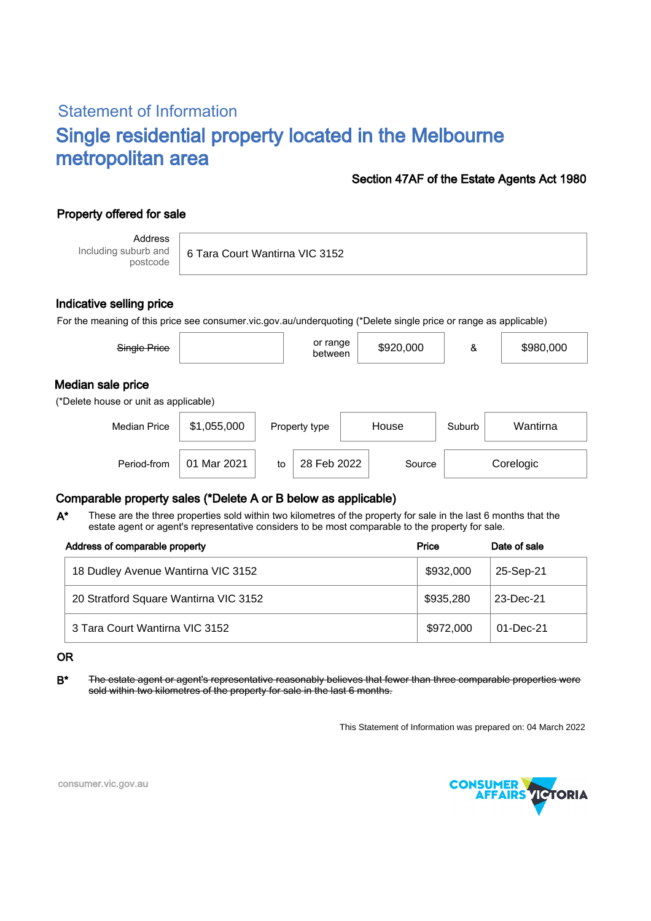## Statement of Information

# Single residential property located in the Melbourne metropolitan area

**Section 47AF of the Estate Agents Act 1980**

### Property offered for sale

| Address Including suburb and postcode | 6 Tara Court Wantirna VIC 3152 |
|---|---|

### Indicative selling price

For the meaning of this price see consumer.vic.gov.au/underquoting (*Delete single price or range as applicable)

| ~~Single Price~~ | | or range between | $920,000 | & | $980,000 |
|---|---|---|---|---|---|

### Median sale price

(*Delete house or unit as applicable)

| Median Price | $1,055,000 | Property type | House | Suburb | Wantirna |
|---|---|---|---|---|---|
| Period-from | 01 Mar 2021 | to | 28 Feb 2022 | Source | Corelogic |

### Comparable property sales (*Delete A or B below as applicable)

**A*** These are the three properties sold within two kilometres of the property for sale in the last 6 months that the estate agent or agent's representative considers to be most comparable to the property for sale.

| Address of comparable property | Price | Date of sale |
|---|---|---|
| 18 Dudley Avenue Wantirna VIC 3152 | $932,000 | 25-Sep-21 |
| 20 Stratford Square Wantirna VIC 3152 | $935,280 | 23-Dec-21 |
| 3 Tara Court Wantirna VIC 3152 | $972,000 | 01-Dec-21 |

**OR**

**B*** ~~The estate agent or agent's representative reasonably believes that fewer than three comparable properties were sold within two kilometres of the property for sale in the last 6 months.~~

This Statement of Information was prepared on: 04 March 2022

consumer.vic.gov.au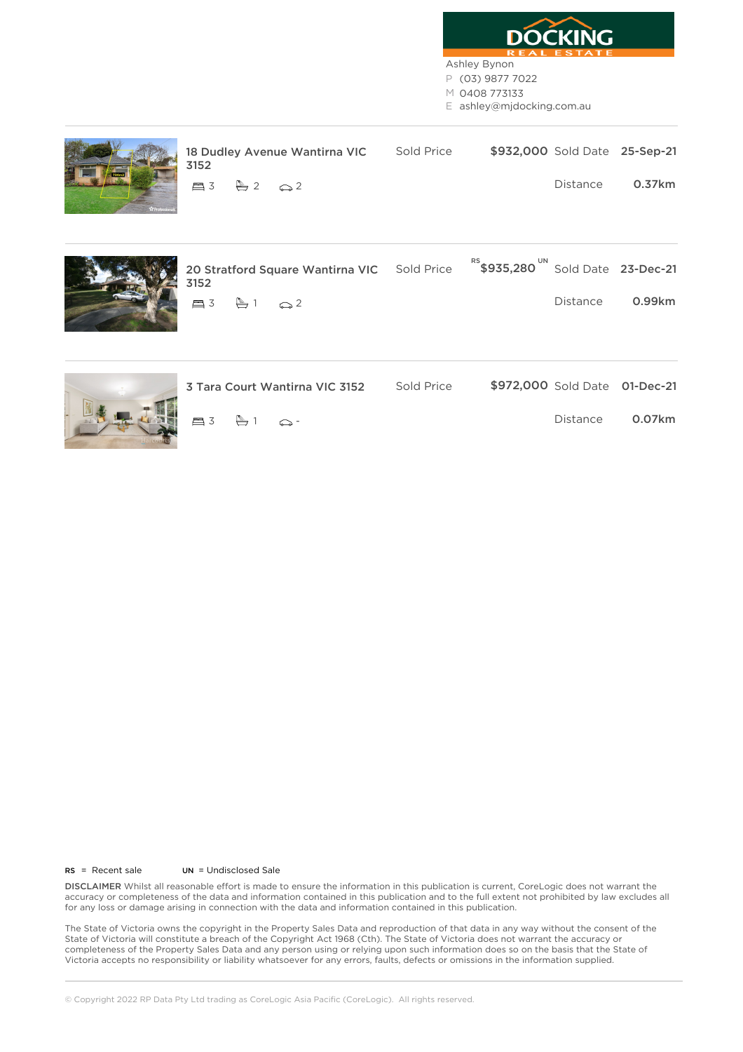DOCKING REAL ESTATE

Ashley Bynon
P (03) 9877 7022
M 0408 773133
E ashley@mjdocking.com.au

| Address | Bed | Bath | Car | | | | |
|---|---|---|---|---|---|---|---|
| 18 Dudley Avenue Wantirna VIC 3152 | 3 | 2 | 2 | Sold Price | $932,000 | Sold Date | 25-Sep-21 |
| | | | | | | Distance | 0.37km |
| 20 Stratford Square Wantirna VIC 3152 | 3 | 1 | 2 | Sold Price | RS $935,280 UN | Sold Date | 23-Dec-21 |
| | | | | | | Distance | 0.99km |
| 3 Tara Court Wantirna VIC 3152 | 3 | 1 | - | Sold Price | $972,000 | Sold Date | 01-Dec-21 |
| | | | | | | Distance | 0.07km |

**RS** = Recent sale **UN** = Undisclosed Sale

**DISCLAIMER** Whilst all reasonable effort is made to ensure the information in this publication is current, CoreLogic does not warrant the accuracy or completeness of the data and information contained in this publication and to the full extent not prohibited by law excludes all for any loss or damage arising in connection with the data and information contained in this publication.

The State of Victoria owns the copyright in the Property Sales Data and reproduction of that data in any way without the consent of the State of Victoria will constitute a breach of the Copyright Act 1968 (Cth). The State of Victoria does not warrant the accuracy or completeness of the Property Sales Data and any person using or relying upon such information does so on the basis that the State of Victoria accepts no responsibility or liability whatsoever for any errors, faults, defects or omissions in the information supplied.

© Copyright 2022 RP Data Pty Ltd trading as CoreLogic Asia Pacific (CoreLogic). All rights reserved.